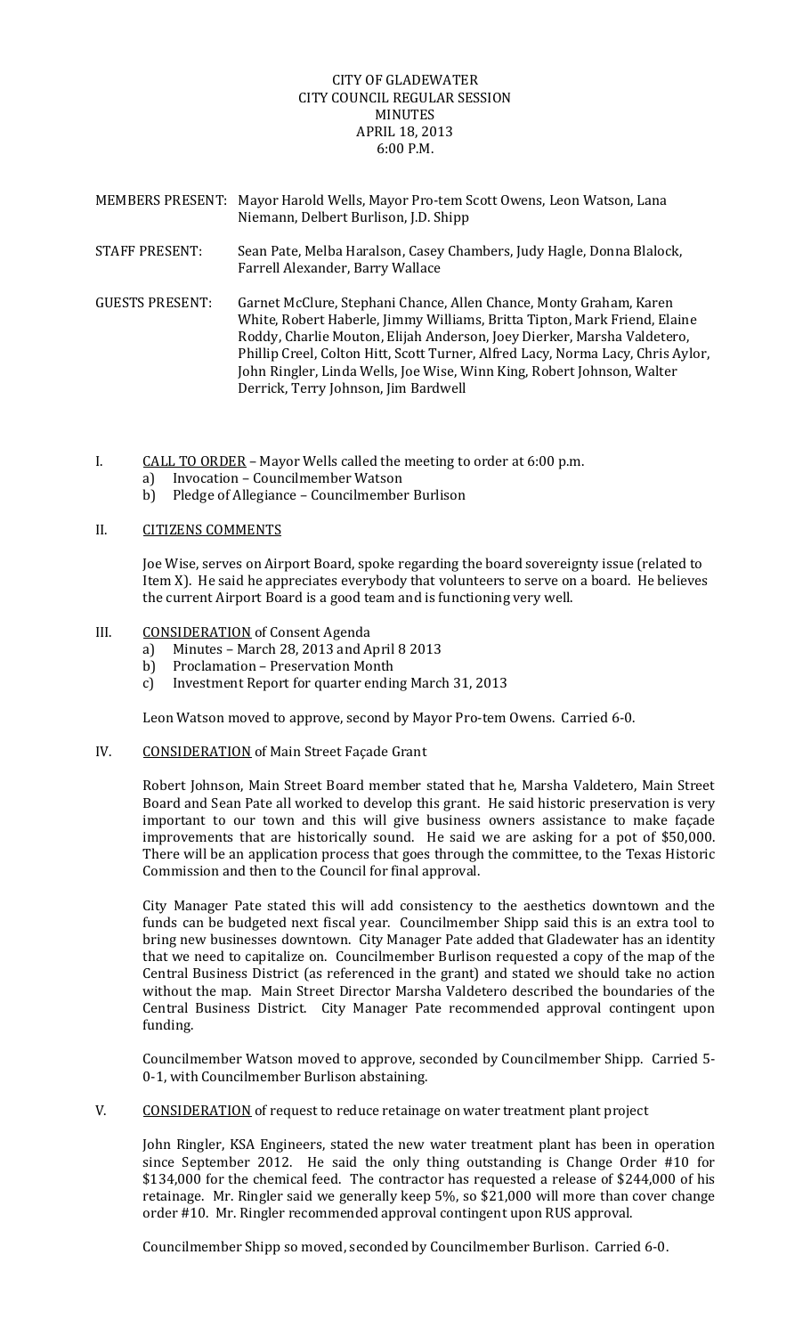CITY OF GLADEWATER
CITY COUNCIL REGULAR SESSION
MINUTES
APRIL 18, 2013
6:00 P.M.

MEMBERS PRESENT: Mayor Harold Wells, Mayor Pro-tem Scott Owens, Leon Watson, Lana Niemann, Delbert Burlison, J.D. Shipp

STAFF PRESENT: Sean Pate, Melba Haralson, Casey Chambers, Judy Hagle, Donna Blalock, Farrell Alexander, Barry Wallace

GUESTS PRESENT: Garnet McClure, Stephani Chance, Allen Chance, Monty Graham, Karen White, Robert Haberle, Jimmy Williams, Britta Tipton, Mark Friend, Elaine Roddy, Charlie Mouton, Elijah Anderson, Joey Dierker, Marsha Valdetero, Phillip Creel, Colton Hitt, Scott Turner, Alfred Lacy, Norma Lacy, Chris Aylor, John Ringler, Linda Wells, Joe Wise, Winn King, Robert Johnson, Walter Derrick, Terry Johnson, Jim Bardwell

I. CALL TO ORDER – Mayor Wells called the meeting to order at 6:00 p.m.
   a) Invocation – Councilmember Watson
   b) Pledge of Allegiance – Councilmember Burlison

II. CITIZENS COMMENTS

Joe Wise, serves on Airport Board, spoke regarding the board sovereignty issue (related to Item X). He said he appreciates everybody that volunteers to serve on a board. He believes the current Airport Board is a good team and is functioning very well.

III. CONSIDERATION of Consent Agenda
   a) Minutes – March 28, 2013 and April 8 2013
   b) Proclamation – Preservation Month
   c) Investment Report for quarter ending March 31, 2013

Leon Watson moved to approve, second by Mayor Pro-tem Owens. Carried 6-0.

IV. CONSIDERATION of Main Street Façade Grant

Robert Johnson, Main Street Board member stated that he, Marsha Valdetero, Main Street Board and Sean Pate all worked to develop this grant. He said historic preservation is very important to our town and this will give business owners assistance to make façade improvements that are historically sound. He said we are asking for a pot of $50,000. There will be an application process that goes through the committee, to the Texas Historic Commission and then to the Council for final approval.

City Manager Pate stated this will add consistency to the aesthetics downtown and the funds can be budgeted next fiscal year. Councilmember Shipp said this is an extra tool to bring new businesses downtown. City Manager Pate added that Gladewater has an identity that we need to capitalize on. Councilmember Burlison requested a copy of the map of the Central Business District (as referenced in the grant) and stated we should take no action without the map. Main Street Director Marsha Valdetero described the boundaries of the Central Business District. City Manager Pate recommended approval contingent upon funding.

Councilmember Watson moved to approve, seconded by Councilmember Shipp. Carried 5-0-1, with Councilmember Burlison abstaining.

V. CONSIDERATION of request to reduce retainage on water treatment plant project

John Ringler, KSA Engineers, stated the new water treatment plant has been in operation since September 2012. He said the only thing outstanding is Change Order #10 for $134,000 for the chemical feed. The contractor has requested a release of $244,000 of his retainage. Mr. Ringler said we generally keep 5%, so $21,000 will more than cover change order #10. Mr. Ringler recommended approval contingent upon RUS approval.

Councilmember Shipp so moved, seconded by Councilmember Burlison. Carried 6-0.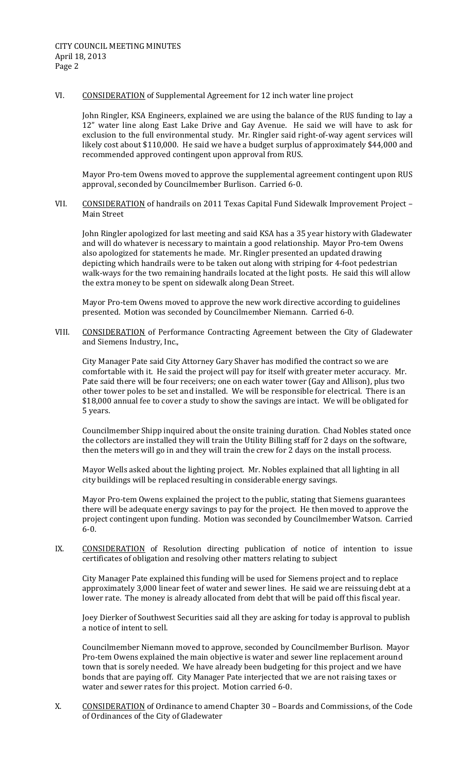VI. CONSIDERATION of Supplemental Agreement for 12 inch water line project

John Ringler, KSA Engineers, explained we are using the balance of the RUS funding to lay a 12" water line along East Lake Drive and Gay Avenue. He said we will have to ask for exclusion to the full environmental study. Mr. Ringler said right-of-way agent services will likely cost about $110,000. He said we have a budget surplus of approximately $44,000 and recommended approved contingent upon approval from RUS.

Mayor Pro-tem Owens moved to approve the supplemental agreement contingent upon RUS approval, seconded by Councilmember Burlison. Carried 6-0.

VII. CONSIDERATION of handrails on 2011 Texas Capital Fund Sidewalk Improvement Project – Main Street

John Ringler apologized for last meeting and said KSA has a 35 year history with Gladewater and will do whatever is necessary to maintain a good relationship. Mayor Pro-tem Owens also apologized for statements he made. Mr. Ringler presented an updated drawing depicting which handrails were to be taken out along with striping for 4-foot pedestrian walk-ways for the two remaining handrails located at the light posts. He said this will allow the extra money to be spent on sidewalk along Dean Street.

Mayor Pro-tem Owens moved to approve the new work directive according to guidelines presented. Motion was seconded by Councilmember Niemann. Carried 6-0.

VIII. CONSIDERATION of Performance Contracting Agreement between the City of Gladewater and Siemens Industry, Inc.,

City Manager Pate said City Attorney Gary Shaver has modified the contract so we are comfortable with it. He said the project will pay for itself with greater meter accuracy. Mr. Pate said there will be four receivers; one on each water tower (Gay and Allison), plus two other tower poles to be set and installed. We will be responsible for electrical. There is an $18,000 annual fee to cover a study to show the savings are intact. We will be obligated for 5 years.

Councilmember Shipp inquired about the onsite training duration. Chad Nobles stated once the collectors are installed they will train the Utility Billing staff for 2 days on the software, then the meters will go in and they will train the crew for 2 days on the install process.

Mayor Wells asked about the lighting project. Mr. Nobles explained that all lighting in all city buildings will be replaced resulting in considerable energy savings.

Mayor Pro-tem Owens explained the project to the public, stating that Siemens guarantees there will be adequate energy savings to pay for the project. He then moved to approve the project contingent upon funding. Motion was seconded by Councilmember Watson. Carried 6-0.

IX. CONSIDERATION of Resolution directing publication of notice of intention to issue certificates of obligation and resolving other matters relating to subject

City Manager Pate explained this funding will be used for Siemens project and to replace approximately 3,000 linear feet of water and sewer lines. He said we are reissuing debt at a lower rate. The money is already allocated from debt that will be paid off this fiscal year.

Joey Dierker of Southwest Securities said all they are asking for today is approval to publish a notice of intent to sell.

Councilmember Niemann moved to approve, seconded by Councilmember Burlison. Mayor Pro-tem Owens explained the main objective is water and sewer line replacement around town that is sorely needed. We have already been budgeting for this project and we have bonds that are paying off. City Manager Pate interjected that we are not raising taxes or water and sewer rates for this project. Motion carried 6-0.

X. CONSIDERATION of Ordinance to amend Chapter 30 – Boards and Commissions, of the Code of Ordinances of the City of Gladewater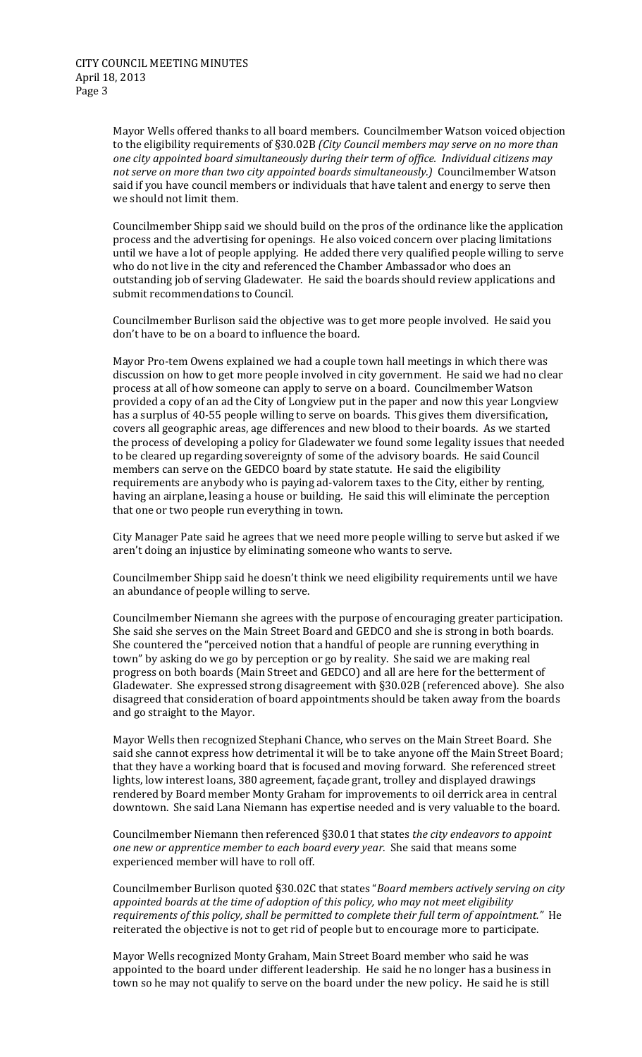Mayor Wells offered thanks to all board members. Councilmember Watson voiced objection to the eligibility requirements of §30.02B *(City Council members may serve on no more than one city appointed board simultaneously during their term of office. Individual citizens may not serve on more than two city appointed boards simultaneously.)* Councilmember Watson said if you have council members or individuals that have talent and energy to serve then we should not limit them.

Councilmember Shipp said we should build on the pros of the ordinance like the application process and the advertising for openings. He also voiced concern over placing limitations until we have a lot of people applying. He added there very qualified people willing to serve who do not live in the city and referenced the Chamber Ambassador who does an outstanding job of serving Gladewater. He said the boards should review applications and submit recommendations to Council.

Councilmember Burlison said the objective was to get more people involved. He said you don't have to be on a board to influence the board.

Mayor Pro-tem Owens explained we had a couple town hall meetings in which there was discussion on how to get more people involved in city government. He said we had no clear process at all of how someone can apply to serve on a board. Councilmember Watson provided a copy of an ad the City of Longview put in the paper and now this year Longview has a surplus of 40-55 people willing to serve on boards. This gives them diversification, covers all geographic areas, age differences and new blood to their boards. As we started the process of developing a policy for Gladewater we found some legality issues that needed to be cleared up regarding sovereignty of some of the advisory boards. He said Council members can serve on the GEDCO board by state statute. He said the eligibility requirements are anybody who is paying ad-valorem taxes to the City, either by renting, having an airplane, leasing a house or building. He said this will eliminate the perception that one or two people run everything in town.

City Manager Pate said he agrees that we need more people willing to serve but asked if we aren't doing an injustice by eliminating someone who wants to serve.

Councilmember Shipp said he doesn't think we need eligibility requirements until we have an abundance of people willing to serve.

Councilmember Niemann she agrees with the purpose of encouraging greater participation. She said she serves on the Main Street Board and GEDCO and she is strong in both boards. She countered the "perceived notion that a handful of people are running everything in town" by asking do we go by perception or go by reality. She said we are making real progress on both boards (Main Street and GEDCO) and all are here for the betterment of Gladewater. She expressed strong disagreement with §30.02B (referenced above). She also disagreed that consideration of board appointments should be taken away from the boards and go straight to the Mayor.

Mayor Wells then recognized Stephani Chance, who serves on the Main Street Board. She said she cannot express how detrimental it will be to take anyone off the Main Street Board; that they have a working board that is focused and moving forward. She referenced street lights, low interest loans, 380 agreement, façade grant, trolley and displayed drawings rendered by Board member Monty Graham for improvements to oil derrick area in central downtown. She said Lana Niemann has expertise needed and is very valuable to the board.

Councilmember Niemann then referenced §30.01 that states *the city endeavors to appoint one new or apprentice member to each board every year.* She said that means some experienced member will have to roll off.

Councilmember Burlison quoted §30.02C that states "*Board members actively serving on city appointed boards at the time of adoption of this policy, who may not meet eligibility requirements of this policy, shall be permitted to complete their full term of appointment.*" He reiterated the objective is not to get rid of people but to encourage more to participate.

Mayor Wells recognized Monty Graham, Main Street Board member who said he was appointed to the board under different leadership. He said he no longer has a business in town so he may not qualify to serve on the board under the new policy. He said he is still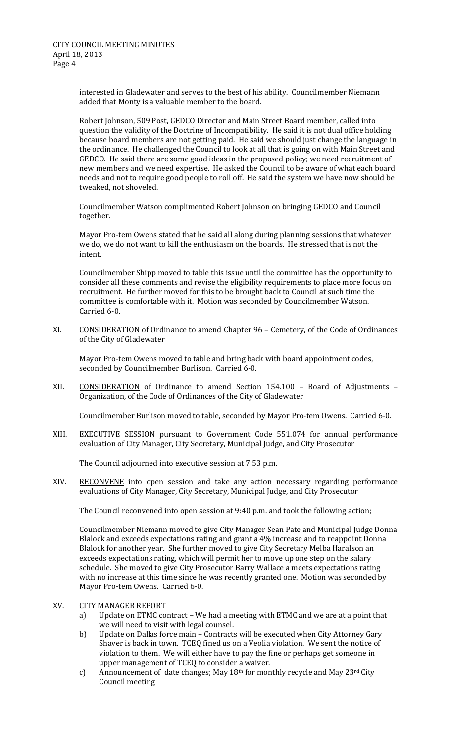interested in Gladewater and serves to the best of his ability. Councilmember Niemann added that Monty is a valuable member to the board.

Robert Johnson, 509 Post, GEDCO Director and Main Street Board member, called into question the validity of the Doctrine of Incompatibility. He said it is not dual office holding because board members are not getting paid. He said we should just change the language in the ordinance. He challenged the Council to look at all that is going on with Main Street and GEDCO. He said there are some good ideas in the proposed policy; we need recruitment of new members and we need expertise. He asked the Council to be aware of what each board needs and not to require good people to roll off. He said the system we have now should be tweaked, not shoveled.

Councilmember Watson complimented Robert Johnson on bringing GEDCO and Council together.

Mayor Pro-tem Owens stated that he said all along during planning sessions that whatever we do, we do not want to kill the enthusiasm on the boards. He stressed that is not the intent.

Councilmember Shipp moved to table this issue until the committee has the opportunity to consider all these comments and revise the eligibility requirements to place more focus on recruitment. He further moved for this to be brought back to Council at such time the committee is comfortable with it. Motion was seconded by Councilmember Watson. Carried 6-0.

XI. CONSIDERATION of Ordinance to amend Chapter 96 – Cemetery, of the Code of Ordinances of the City of Gladewater

Mayor Pro-tem Owens moved to table and bring back with board appointment codes, seconded by Councilmember Burlison. Carried 6-0.

XII. CONSIDERATION of Ordinance to amend Section 154.100 – Board of Adjustments – Organization, of the Code of Ordinances of the City of Gladewater

Councilmember Burlison moved to table, seconded by Mayor Pro-tem Owens. Carried 6-0.

XIII. EXECUTIVE SESSION pursuant to Government Code 551.074 for annual performance evaluation of City Manager, City Secretary, Municipal Judge, and City Prosecutor

The Council adjourned into executive session at 7:53 p.m.

XIV. RECONVENE into open session and take any action necessary regarding performance evaluations of City Manager, City Secretary, Municipal Judge, and City Prosecutor

The Council reconvened into open session at 9:40 p.m. and took the following action;

Councilmember Niemann moved to give City Manager Sean Pate and Municipal Judge Donna Blalock and exceeds expectations rating and grant a 4% increase and to reappoint Donna Blalock for another year. She further moved to give City Secretary Melba Haralson an exceeds expectations rating, which will permit her to move up one step on the salary schedule. She moved to give City Prosecutor Barry Wallace a meets expectations rating with no increase at this time since he was recently granted one. Motion was seconded by Mayor Pro-tem Owens. Carried 6-0.

XV. CITY MANAGER REPORT

a) Update on ETMC contract – We had a meeting with ETMC and we are at a point that we will need to visit with legal counsel.
b) Update on Dallas force main – Contracts will be executed when City Attorney Gary Shaver is back in town. TCEQ fined us on a Veolia violation. We sent the notice of violation to them. We will either have to pay the fine or perhaps get someone in upper management of TCEQ to consider a waiver.
c) Announcement of date changes; May 18th for monthly recycle and May 23rd City Council meeting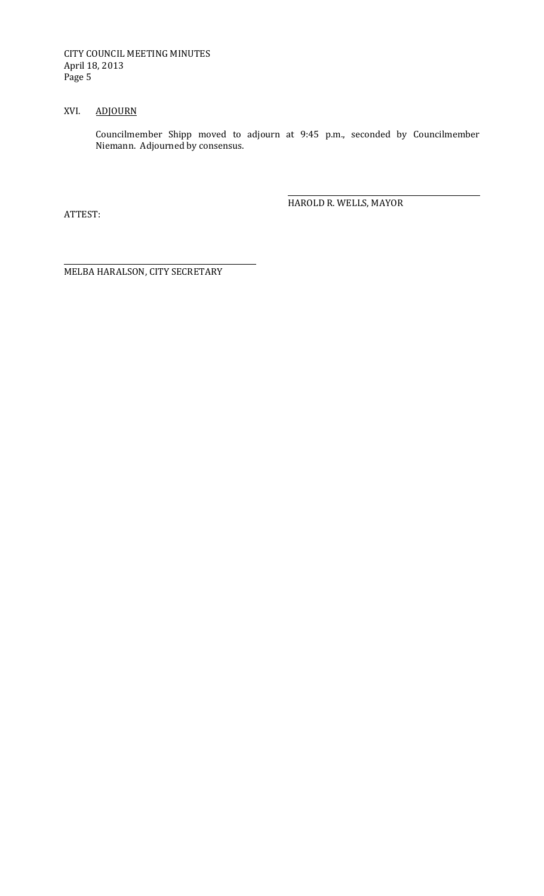## XVI. ADJOURN

Councilmember Shipp moved to adjourn at 9:45 p.m., seconded by Councilmember Niemann. Adjourned by consensus.

\_\_\_\_\_\_\_\_\_\_\_\_\_\_\_\_\_\_\_\_\_\_\_\_\_\_\_\_\_\_\_\_\_\_\_\_\_\_\_\_

HAROLD R. WELLS, MAYOR

ATTEST:

\_\_\_\_\_\_\_\_\_\_\_\_\_\_\_\_\_\_\_\_\_\_\_\_\_\_\_\_\_\_\_\_\_\_\_\_\_\_\_\_

MELBA HARALSON, CITY SECRETARY